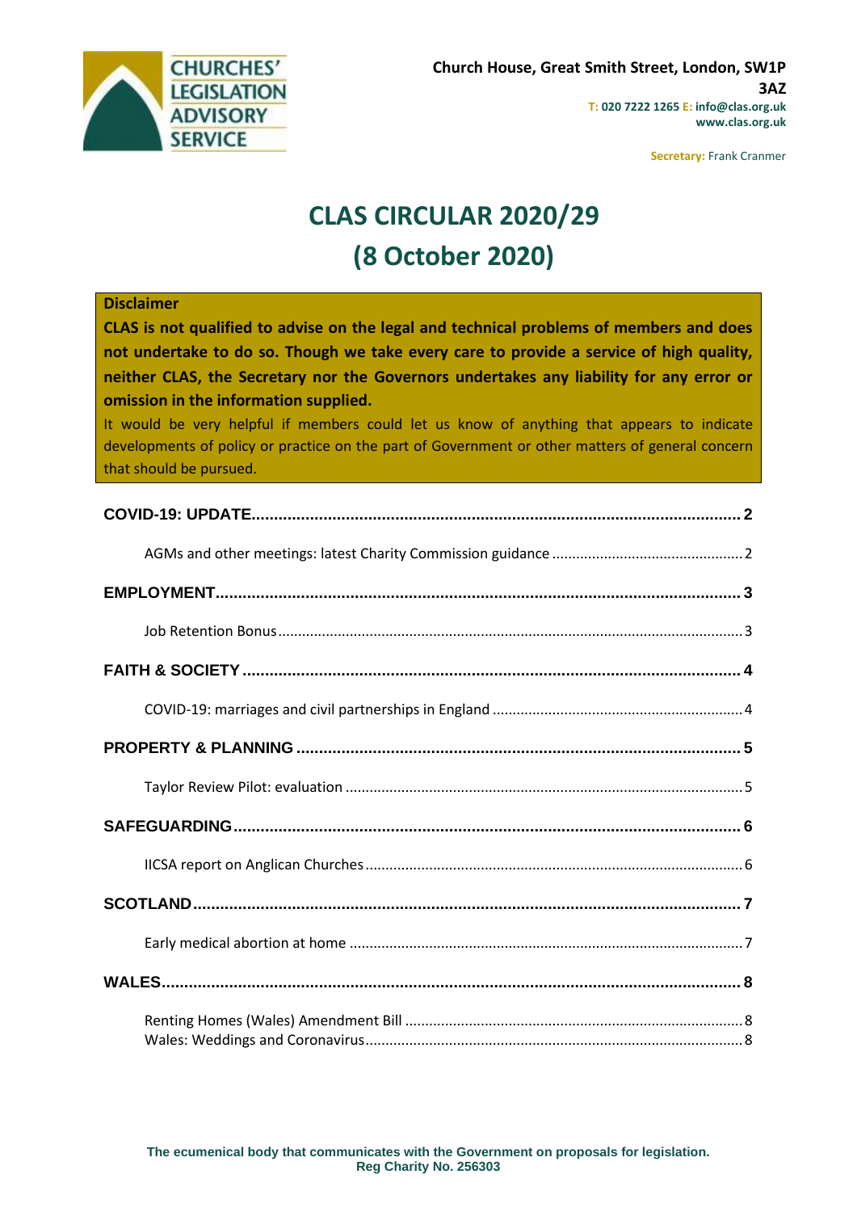CHURCHES' LEGISLATION ADVISORY SERVICE

Church House, Great Smith Street, London, SW1P 3AZ
T: 020 7222 1265 E: info@clas.org.uk
www.clas.org.uk

Secretary: Frank Cranmer

# CLAS CIRCULAR 2020/29
# (8 October 2020)

**Disclaimer**

**CLAS is not qualified to advise on the legal and technical problems of members and does not undertake to do so. Though we take every care to provide a service of high quality, neither CLAS, the Secretary nor the Governors undertakes any liability for any error or omission in the information supplied.**

It would be very helpful if members could let us know of anything that appears to indicate developments of policy or practice on the part of Government or other matters of general concern that should be pursued.

**COVID-19: UPDATE** .......... 2

AGMs and other meetings: latest Charity Commission guidance .......... 2

**EMPLOYMENT** .......... 3

Job Retention Bonus .......... 3

**FAITH & SOCIETY** .......... 4

COVID-19: marriages and civil partnerships in England .......... 4

**PROPERTY & PLANNING** .......... 5

Taylor Review Pilot: evaluation .......... 5

**SAFEGUARDING** .......... 6

IICSA report on Anglican Churches .......... 6

**SCOTLAND** .......... 7

Early medical abortion at home .......... 7

**WALES** .......... 8

Renting Homes (Wales) Amendment Bill .......... 8
Wales: Weddings and Coronavirus .......... 8

The ecumenical body that communicates with the Government on proposals for legislation.
Reg Charity No. 256303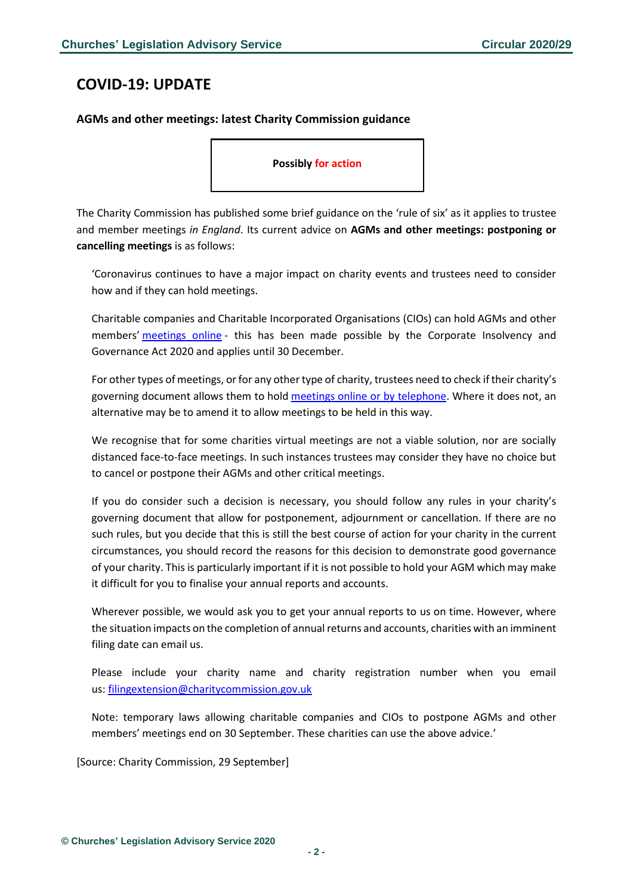# COVID-19: UPDATE

### AGMs and other meetings: latest Charity Commission guidance

**Possibly for action**

The Charity Commission has published some brief guidance on the 'rule of six' as it applies to trustee and member meetings *in England*. Its current advice on **AGMs and other meetings: postponing or cancelling meetings** is as follows:

> 'Coronavirus continues to have a major impact on charity events and trustees need to consider how and if they can hold meetings.
>
> Charitable companies and Charitable Incorporated Organisations (CIOs) can hold AGMs and other members' meetings online - this has been made possible by the Corporate Insolvency and Governance Act 2020 and applies until 30 December.
>
> For other types of meetings, or for any other type of charity, trustees need to check if their charity's governing document allows them to hold meetings online or by telephone. Where it does not, an alternative may be to amend it to allow meetings to be held in this way.
>
> We recognise that for some charities virtual meetings are not a viable solution, nor are socially distanced face-to-face meetings. In such instances trustees may consider they have no choice but to cancel or postpone their AGMs and other critical meetings.
>
> If you do consider such a decision is necessary, you should follow any rules in your charity's governing document that allow for postponement, adjournment or cancellation. If there are no such rules, but you decide that this is still the best course of action for your charity in the current circumstances, you should record the reasons for this decision to demonstrate good governance of your charity. This is particularly important if it is not possible to hold your AGM which may make it difficult for you to finalise your annual reports and accounts.
>
> Wherever possible, we would ask you to get your annual reports to us on time. However, where the situation impacts on the completion of annual returns and accounts, charities with an imminent filing date can email us.
>
> Please include your charity name and charity registration number when you email us: filingextension@charitycommission.gov.uk
>
> Note: temporary laws allowing charitable companies and CIOs to postpone AGMs and other members' meetings end on 30 September. These charities can use the above advice.'

[Source: Charity Commission, 29 September]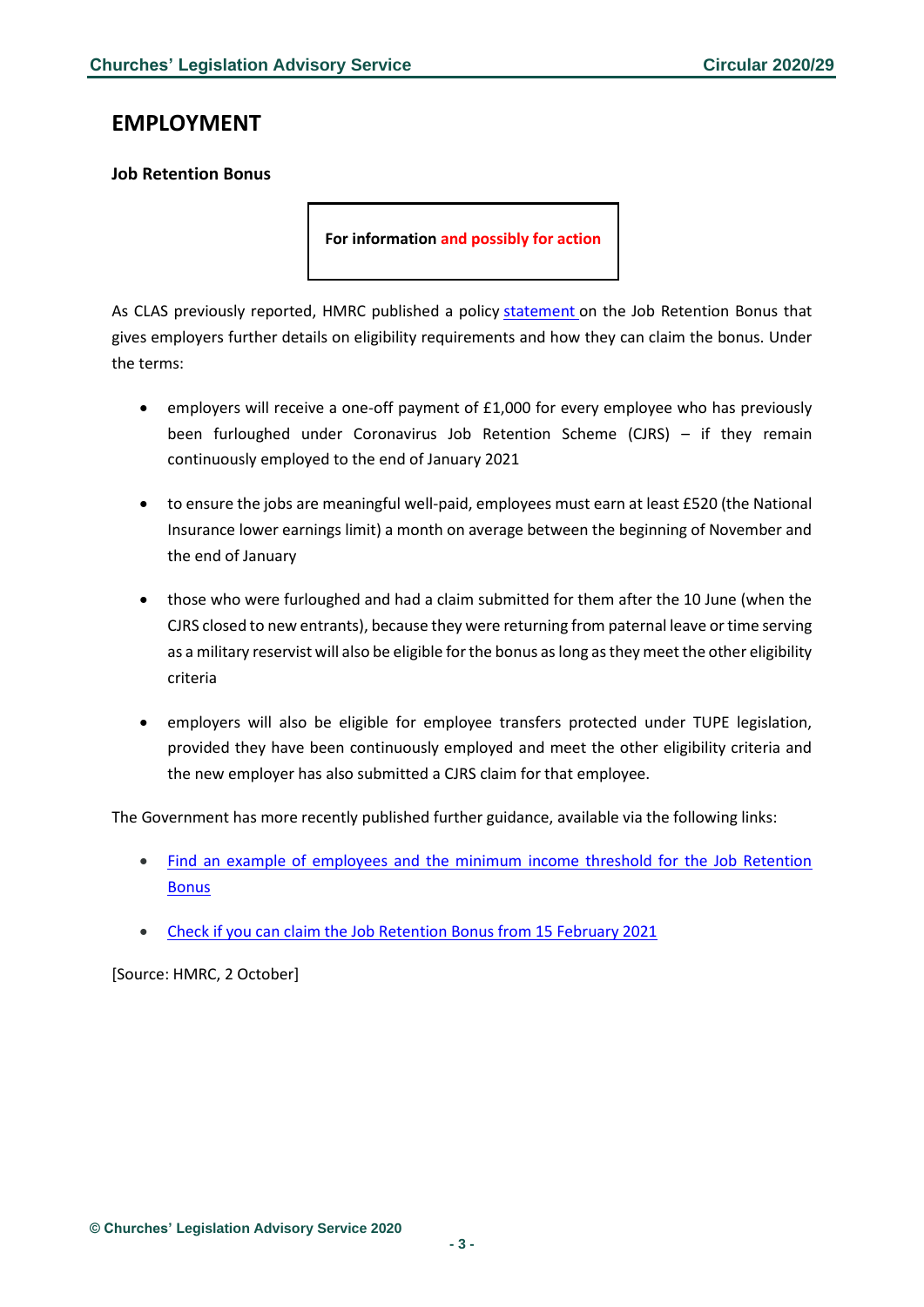# EMPLOYMENT

**Job Retention Bonus**

**For information and possibly for action**

As CLAS previously reported, HMRC published a policy statement on the Job Retention Bonus that gives employers further details on eligibility requirements and how they can claim the bonus. Under the terms:

- employers will receive a one-off payment of £1,000 for every employee who has previously been furloughed under Coronavirus Job Retention Scheme (CJRS) – if they remain continuously employed to the end of January 2021
- to ensure the jobs are meaningful well-paid, employees must earn at least £520 (the National Insurance lower earnings limit) a month on average between the beginning of November and the end of January
- those who were furloughed and had a claim submitted for them after the 10 June (when the CJRS closed to new entrants), because they were returning from paternal leave or time serving as a military reservist will also be eligible for the bonus as long as they meet the other eligibility criteria
- employers will also be eligible for employee transfers protected under TUPE legislation, provided they have been continuously employed and meet the other eligibility criteria and the new employer has also submitted a CJRS claim for that employee.

The Government has more recently published further guidance, available via the following links:

- Find an example of employees and the minimum income threshold for the Job Retention Bonus
- Check if you can claim the Job Retention Bonus from 15 February 2021

[Source: HMRC, 2 October]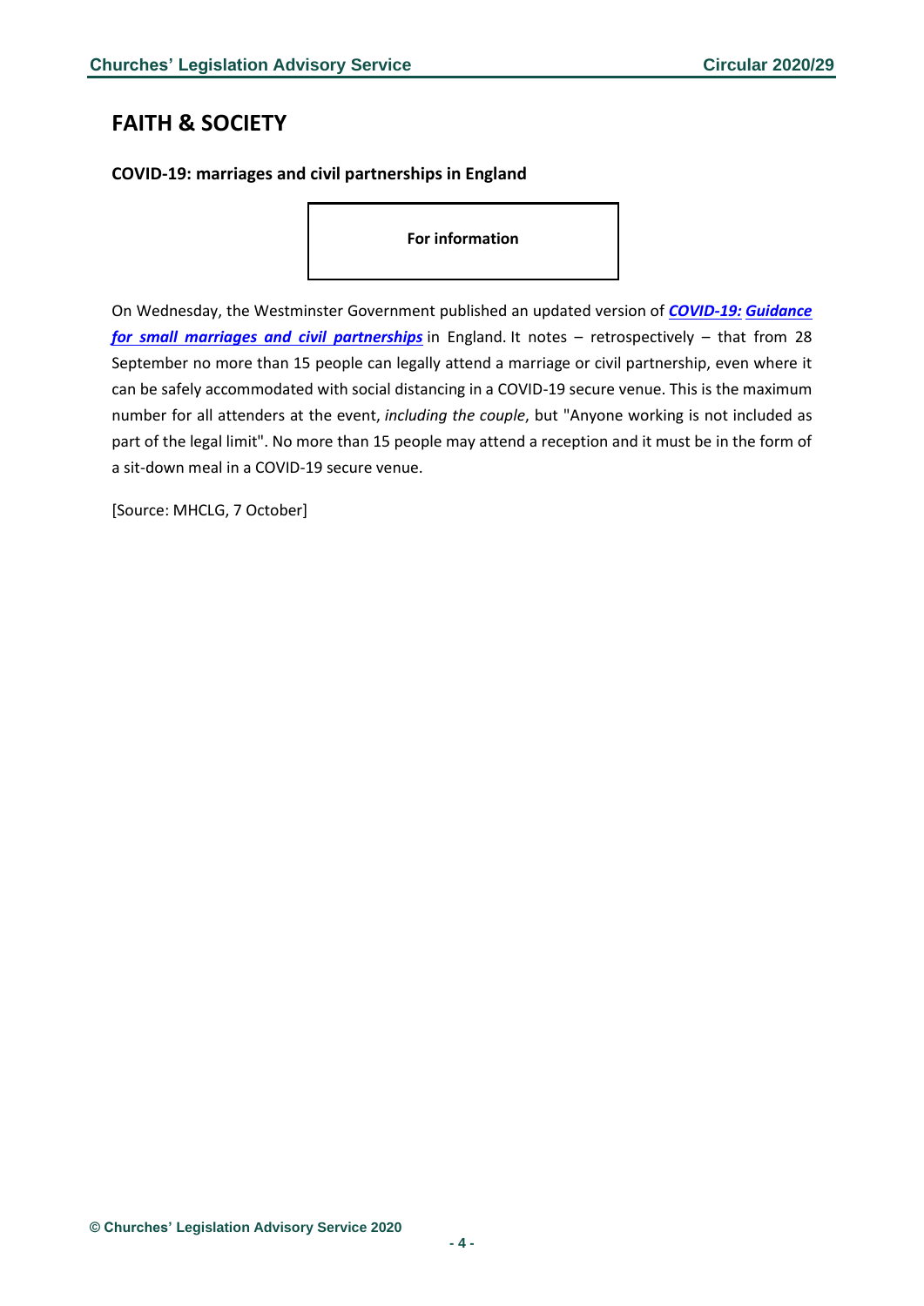# FAITH & SOCIETY

### COVID-19: marriages and civil partnerships in England

**For information**

On Wednesday, the Westminster Government published an updated version of ***COVID-19: Guidance for small marriages and civil partnerships*** in England. It notes – retrospectively – that from 28 September no more than 15 people can legally attend a marriage or civil partnership, even where it can be safely accommodated with social distancing in a COVID-19 secure venue. This is the maximum number for all attenders at the event, *including the couple*, but "Anyone working is not included as part of the legal limit". No more than 15 people may attend a reception and it must be in the form of a sit-down meal in a COVID-19 secure venue.

[Source: MHCLG, 7 October]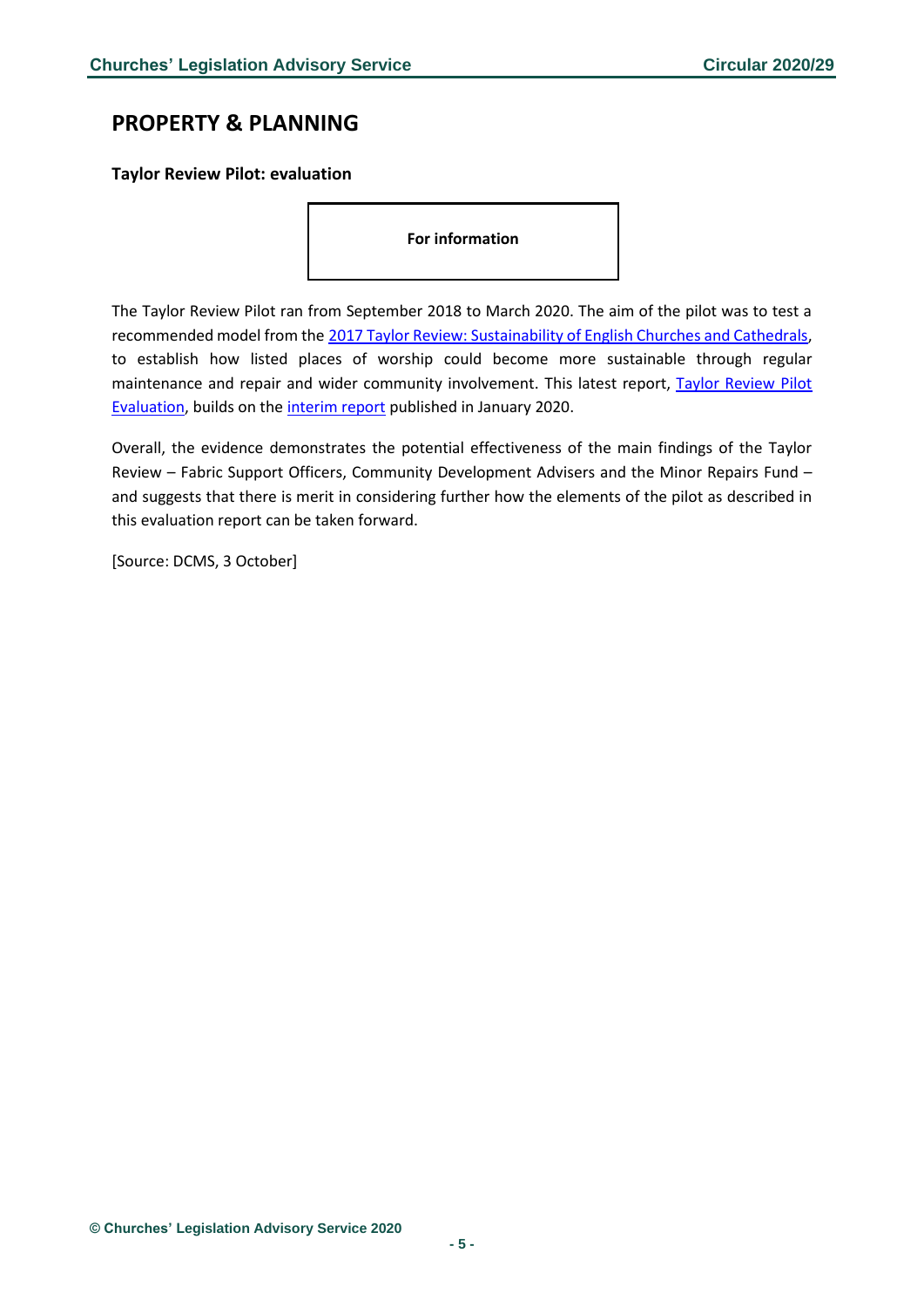## PROPERTY & PLANNING

### Taylor Review Pilot: evaluation

**For information**

The Taylor Review Pilot ran from September 2018 to March 2020. The aim of the pilot was to test a recommended model from the 2017 Taylor Review: Sustainability of English Churches and Cathedrals, to establish how listed places of worship could become more sustainable through regular maintenance and repair and wider community involvement. This latest report, Taylor Review Pilot Evaluation, builds on the interim report published in January 2020.

Overall, the evidence demonstrates the potential effectiveness of the main findings of the Taylor Review – Fabric Support Officers, Community Development Advisers and the Minor Repairs Fund – and suggests that there is merit in considering further how the elements of the pilot as described in this evaluation report can be taken forward.

[Source: DCMS, 3 October]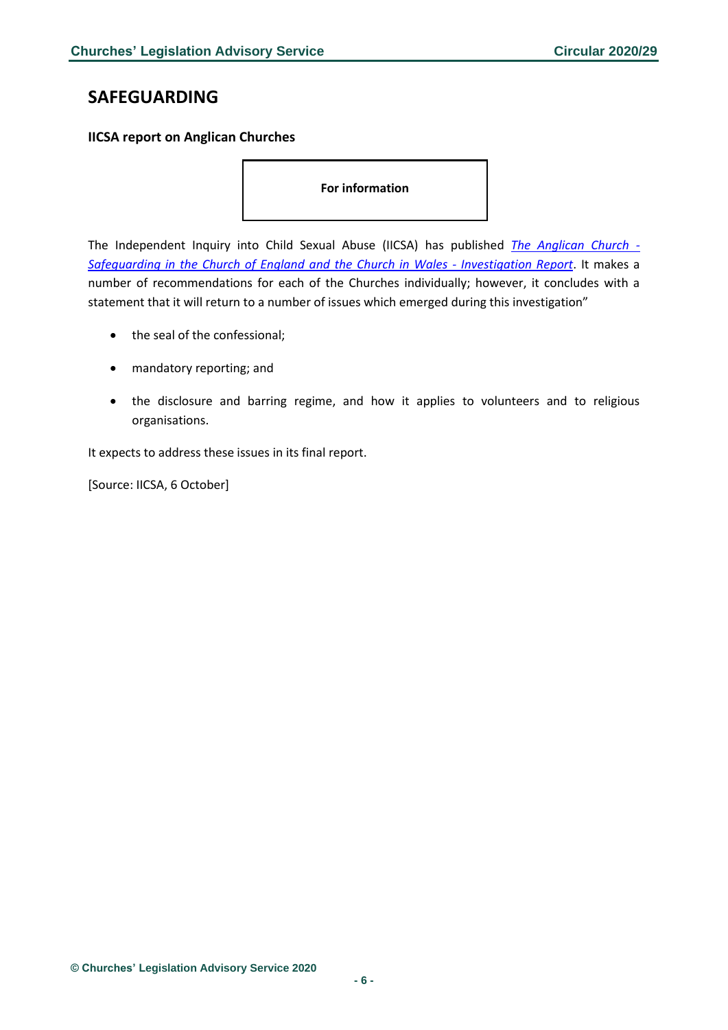## SAFEGUARDING

### IICSA report on Anglican Churches

**For information**

The Independent Inquiry into Child Sexual Abuse (IICSA) has published *The Anglican Church - Safeguarding in the Church of England and the Church in Wales - Investigation Report*. It makes a number of recommendations for each of the Churches individually; however, it concludes with a statement that it will return to a number of issues which emerged during this investigation"

- the seal of the confessional;
- mandatory reporting; and
- the disclosure and barring regime, and how it applies to volunteers and to religious organisations.

It expects to address these issues in its final report.

[Source: IICSA, 6 October]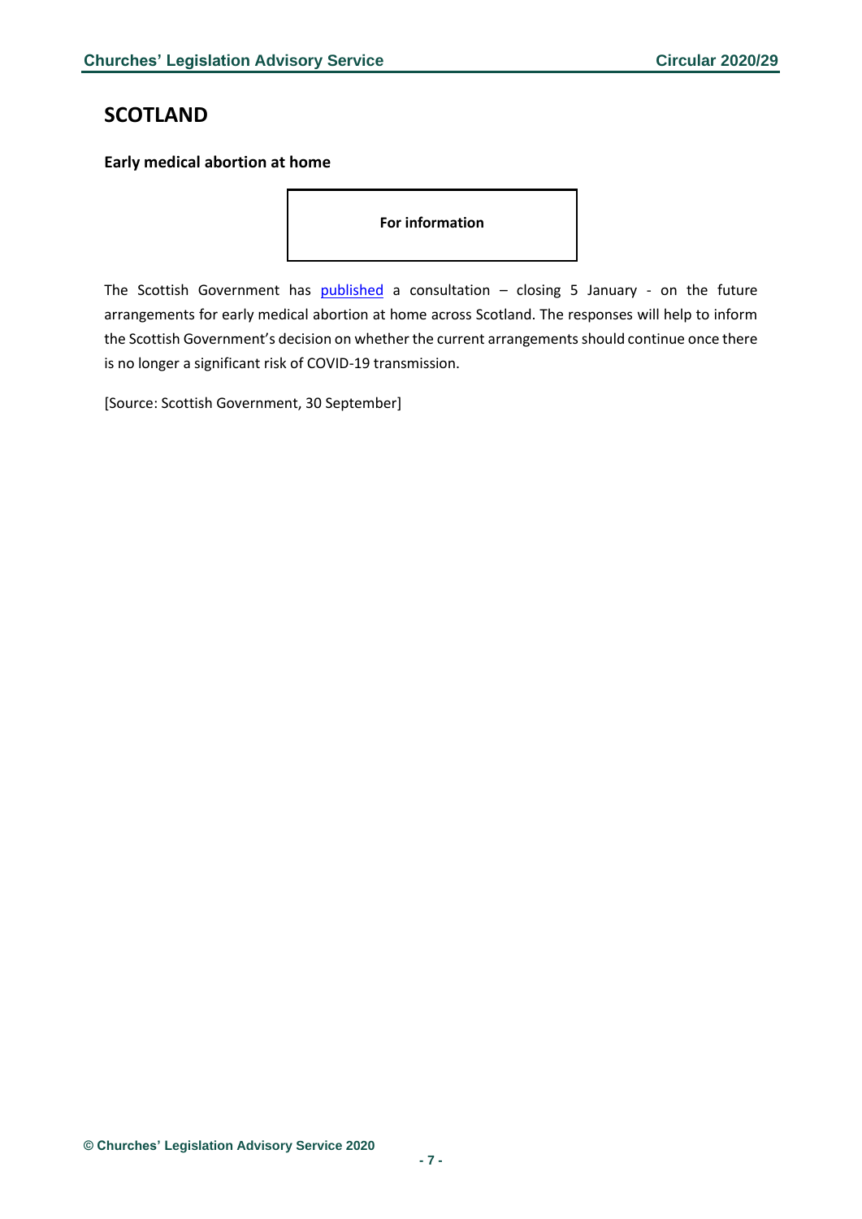## SCOTLAND

### Early medical abortion at home

**For information**

The Scottish Government has published a consultation – closing 5 January - on the future arrangements for early medical abortion at home across Scotland. The responses will help to inform the Scottish Government's decision on whether the current arrangements should continue once there is no longer a significant risk of COVID-19 transmission.

[Source: Scottish Government, 30 September]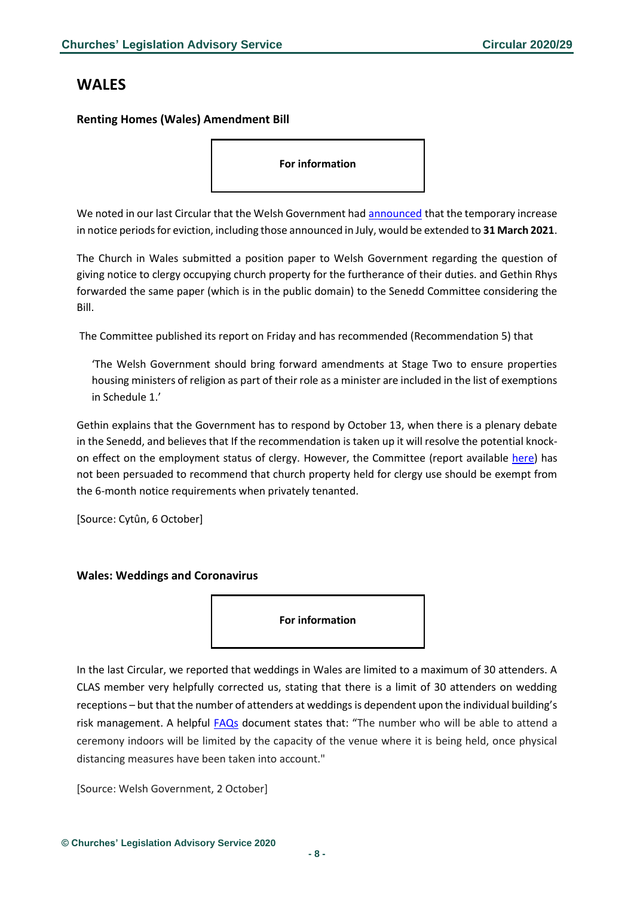# WALES

### Renting Homes (Wales) Amendment Bill

**For information**

We noted in our last Circular that the Welsh Government had announced that the temporary increase in notice periods for eviction, including those announced in July, would be extended to **31 March 2021**.

The Church in Wales submitted a position paper to Welsh Government regarding the question of giving notice to clergy occupying church property for the furtherance of their duties. and Gethin Rhys forwarded the same paper (which is in the public domain) to the Senedd Committee considering the Bill.

The Committee published its report on Friday and has recommended (Recommendation 5) that

> 'The Welsh Government should bring forward amendments at Stage Two to ensure properties housing ministers of religion as part of their role as a minister are included in the list of exemptions in Schedule 1.'

Gethin explains that the Government has to respond by October 13, when there is a plenary debate in the Senedd, and believes that If the recommendation is taken up it will resolve the potential knock-on effect on the employment status of clergy. However, the Committee (report available here) has not been persuaded to recommend that church property held for clergy use should be exempt from the 6-month notice requirements when privately tenanted.

[Source: Cytûn, 6 October]

### Wales: Weddings and Coronavirus

**For information**

In the last Circular, we reported that weddings in Wales are limited to a maximum of 30 attenders. A CLAS member very helpfully corrected us, stating that there is a limit of 30 attenders on wedding receptions – but that the number of attenders at weddings is dependent upon the individual building's risk management. A helpful FAQs document states that: "The number who will be able to attend a ceremony indoors will be limited by the capacity of the venue where it is being held, once physical distancing measures have been taken into account."

[Source: Welsh Government, 2 October]

© Churches' Legislation Advisory Service 2020